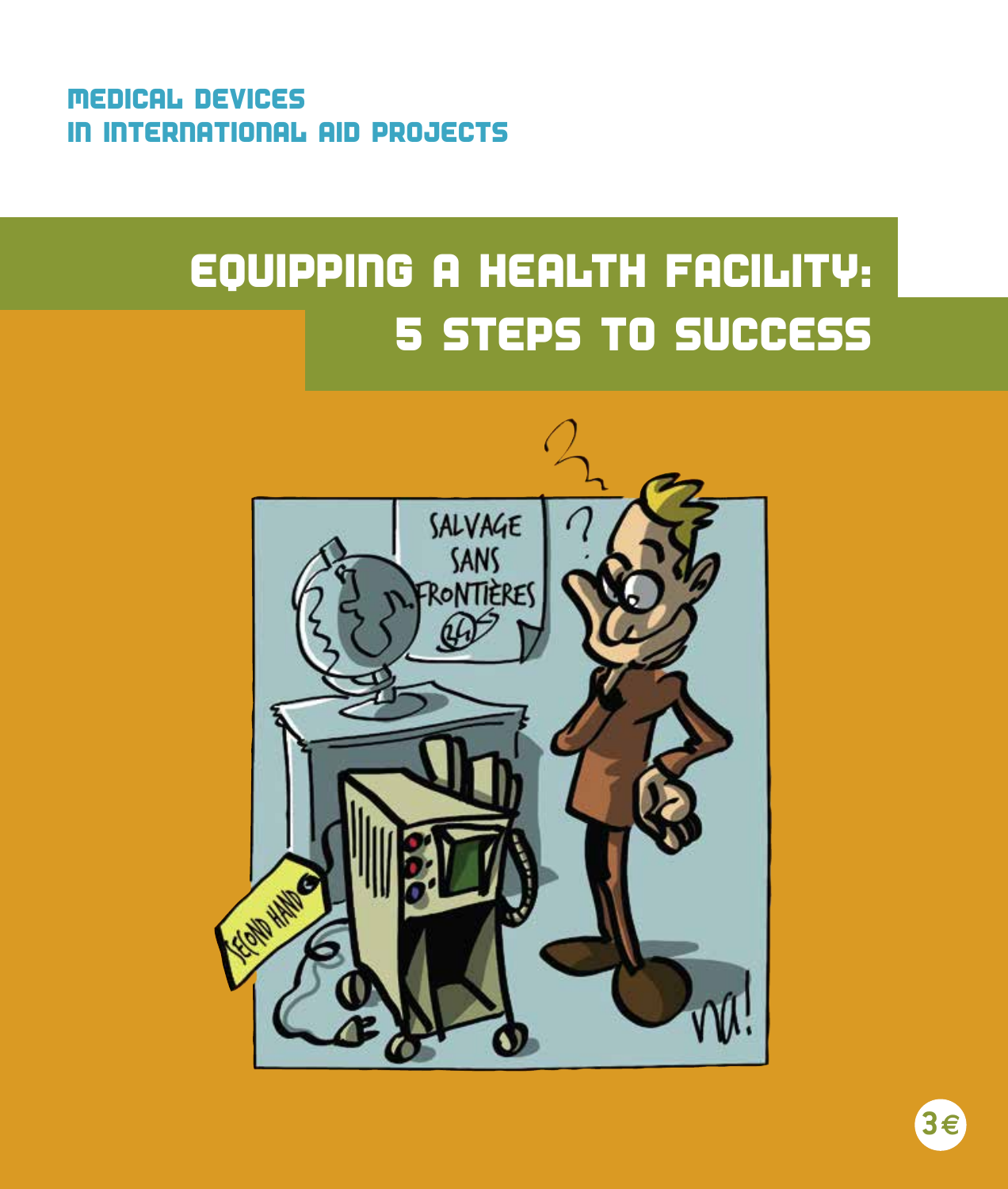MEDICAL DEVICES
IN INTERNATIONAL AID PROJECTS

# EQUIPPING A HEALTH FACILITY: 5 STEPS TO SUCCESS

3€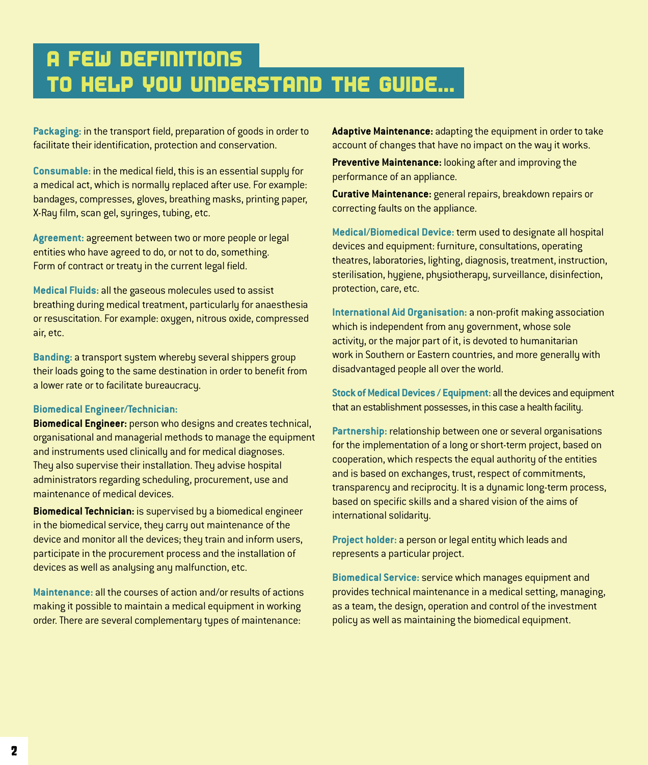# A FEW DEFINITIONS TO HELP YOU UNDERSTAND THE GUIDE...

**Packaging:** in the transport field, preparation of goods in order to facilitate their identification, protection and conservation.

**Consumable:** in the medical field, this is an essential supply for a medical act, which is normally replaced after use. For example: bandages, compresses, gloves, breathing masks, printing paper, X-Ray film, scan gel, syringes, tubing, etc.

**Agreement:** agreement between two or more people or legal entities who have agreed to do, or not to do, something. Form of contract or treaty in the current legal field.

**Medical Fluids:** all the gaseous molecules used to assist breathing during medical treatment, particularly for anaesthesia or resuscitation. For example: oxygen, nitrous oxide, compressed air, etc.

**Banding:** a transport system whereby several shippers group their loads going to the same destination in order to benefit from a lower rate or to facilitate bureaucracy.

**Biomedical Engineer/Technician:**

**Biomedical Engineer:** person who designs and creates technical, organisational and managerial methods to manage the equipment and instruments used clinically and for medical diagnoses. They also supervise their installation. They advise hospital administrators regarding scheduling, procurement, use and maintenance of medical devices.

**Biomedical Technician:** is supervised by a biomedical engineer in the biomedical service, they carry out maintenance of the device and monitor all the devices; they train and inform users, participate in the procurement process and the installation of devices as well as analysing any malfunction, etc.

**Maintenance:** all the courses of action and/or results of actions making it possible to maintain a medical equipment in working order. There are several complementary types of maintenance:

**Adaptive Maintenance:** adapting the equipment in order to take account of changes that have no impact on the way it works.

**Preventive Maintenance:** looking after and improving the performance of an appliance.

**Curative Maintenance:** general repairs, breakdown repairs or correcting faults on the appliance.

**Medical/Biomedical Device:** term used to designate all hospital devices and equipment: furniture, consultations, operating theatres, laboratories, lighting, diagnosis, treatment, instruction, sterilisation, hygiene, physiotherapy, surveillance, disinfection, protection, care, etc.

**International Aid Organisation:** a non-profit making association which is independent from any government, whose sole activity, or the major part of it, is devoted to humanitarian work in Southern or Eastern countries, and more generally with disadvantaged people all over the world.

**Stock of Medical Devices / Equipment:** all the devices and equipment that an establishment possesses, in this case a health facility.

**Partnership:** relationship between one or several organisations for the implementation of a long or short-term project, based on cooperation, which respects the equal authority of the entities and is based on exchanges, trust, respect of commitments, transparency and reciprocity. It is a dynamic long-term process, based on specific skills and a shared vision of the aims of international solidarity.

**Project holder:** a person or legal entity which leads and represents a particular project.

**Biomedical Service:** service which manages equipment and provides technical maintenance in a medical setting, managing, as a team, the design, operation and control of the investment policy as well as maintaining the biomedical equipment.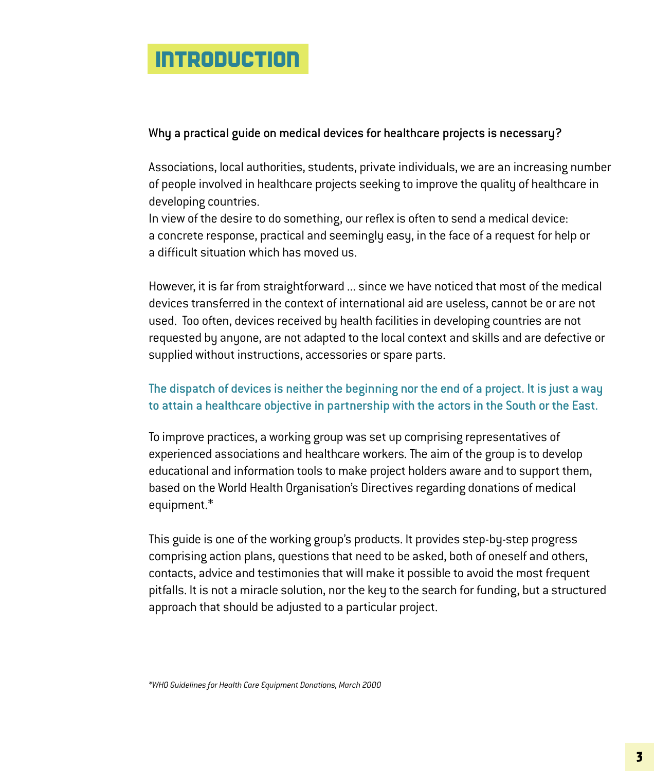# INTRODUCTION

**Why a practical guide on medical devices for healthcare projects is necessary?**

Associations, local authorities, students, private individuals, we are an increasing number of people involved in healthcare projects seeking to improve the quality of healthcare in developing countries.
In view of the desire to do something, our reflex is often to send a medical device: a concrete response, practical and seemingly easy, in the face of a request for help or a difficult situation which has moved us.

However, it is far from straightforward … since we have noticed that most of the medical devices transferred in the context of international aid are useless, cannot be or are not used. Too often, devices received by health facilities in developing countries are not requested by anyone, are not adapted to the local context and skills and are defective or supplied without instructions, accessories or spare parts.

**The dispatch of devices is neither the beginning nor the end of a project. It is just a way to attain a healthcare objective in partnership with the actors in the South or the East.**

To improve practices, a working group was set up comprising representatives of experienced associations and healthcare workers. The aim of the group is to develop educational and information tools to make project holders aware and to support them, based on the World Health Organisation's Directives regarding donations of medical equipment.*

This guide is one of the working group's products. It provides step-by-step progress comprising action plans, questions that need to be asked, both of oneself and others, contacts, advice and testimonies that will make it possible to avoid the most frequent pitfalls. It is not a miracle solution, nor the key to the search for funding, but a structured approach that should be adjusted to a particular project.

*\*WHO Guidelines for Health Care Equipment Donations, March 2000*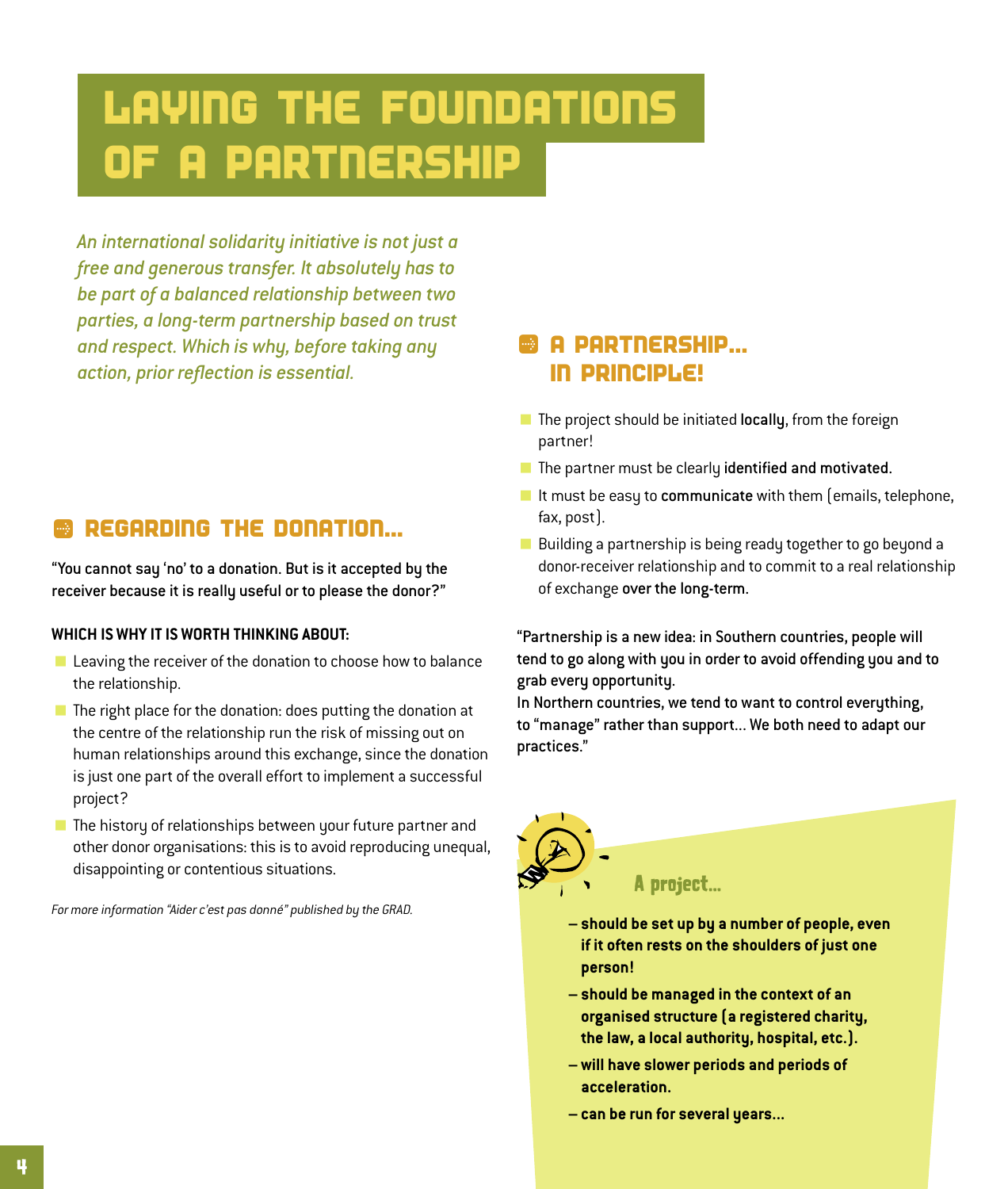# LAYING THE FOUNDATIONS OF A PARTNERSHIP

*An international solidarity initiative is not just a free and generous transfer. It absolutely has to be part of a balanced relationship between two parties, a long-term partnership based on trust and respect. Which is why, before taking any action, prior reflection is essential.*

## REGARDING THE DONATION...

"You cannot say 'no' to a donation. But is it accepted by the receiver because it is really useful or to please the donor?"

**WHICH IS WHY IT IS WORTH THINKING ABOUT:**

- Leaving the receiver of the donation to choose how to balance the relationship.
- The right place for the donation: does putting the donation at the centre of the relationship run the risk of missing out on human relationships around this exchange, since the donation is just one part of the overall effort to implement a successful project?
- The history of relationships between your future partner and other donor organisations: this is to avoid reproducing unequal, disappointing or contentious situations.

*For more information "Aider c'est pas donné" published by the GRAD.*

## A PARTNERSHIP... IN PRINCIPLE!

- The project should be initiated **locally**, from the foreign partner!
- The partner must be clearly **identified and motivated**.
- It must be easy to **communicate** with them (emails, telephone, fax, post).
- Building a partnership is being ready together to go beyond a donor-receiver relationship and to commit to a real relationship of exchange **over the long-term**.

"Partnership is a new idea: in Southern countries, people will tend to go along with you in order to avoid offending you and to grab every opportunity.
In Northern countries, we tend to want to control everything, to "manage" rather than support... We both need to adapt our practices."

### A project...

- **should be set up by a number of people, even if it often rests on the shoulders of just one person!**
- **should be managed in the context of an organised structure (a registered charity, the law, a local authority, hospital, etc.).**
- **will have slower periods and periods of acceleration.**
- **can be run for several years...**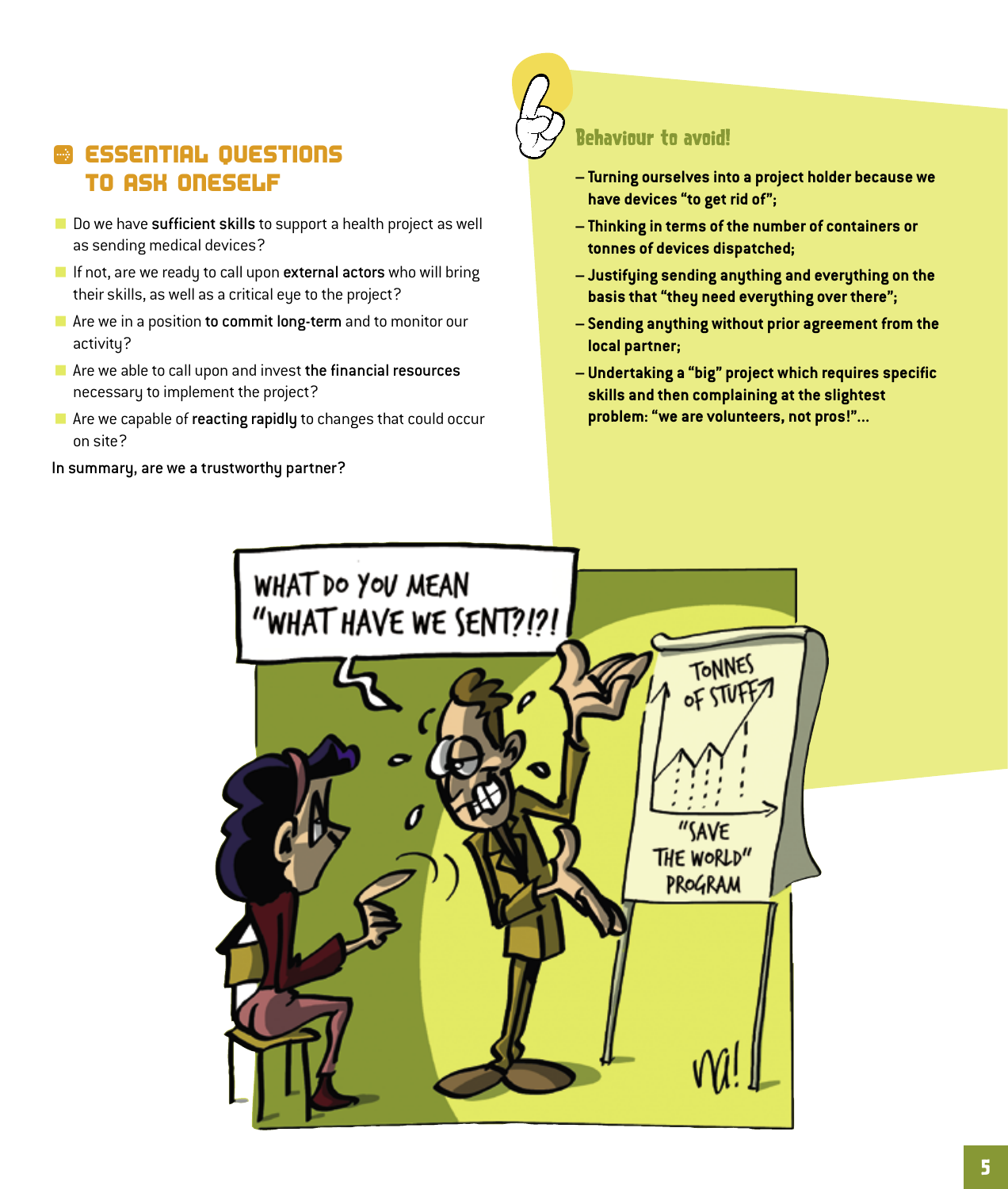## ESSENTIAL QUESTIONS TO ASK ONESELF

- Do we have **sufficient skills** to support a health project as well as sending medical devices?
- If not, are we ready to call upon **external actors** who will bring their skills, as well as a critical eye to the project?
- Are we in a position **to commit long-term** and to monitor our activity?
- Are we able to call upon and invest **the financial resources** necessary to implement the project?
- Are we capable of **reacting rapidly** to changes that could occur on site?

In summary, are we a trustworthy partner?

### Behaviour to avoid!

- **Turning ourselves into a project holder because we have devices "to get rid of";**
- **Thinking in terms of the number of containers or tonnes of devices dispatched;**
- **Justifying sending anything and everything on the basis that "they need everything over there";**
- **Sending anything without prior agreement from the local partner;**
- **Undertaking a "big" project which requires specific skills and then complaining at the slightest problem: "we are volunteers, not pros!"...**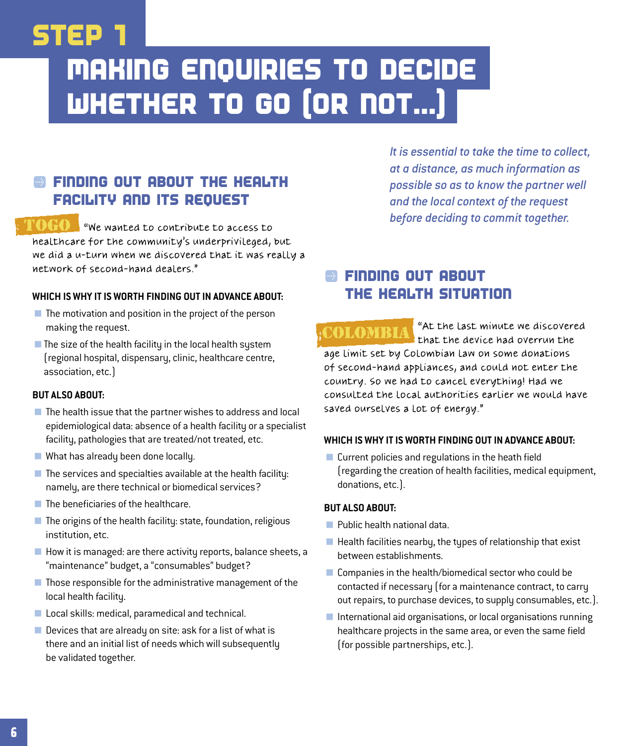# STEP 1

# MAKING ENQUIRIES TO DECIDE WHETHER TO GO (OR NOT...)

*It is essential to take the time to collect, at a distance, as much information as possible so as to know the partner well and the local context of the request before deciding to commit together.*

## FINDING OUT ABOUT THE HEALTH FACILITY AND ITS REQUEST

**TOGO** "We wanted to contribute to access to healthcare for the community's underprivileged, but we did a u-turn when we discovered that it was really a network of second-hand dealers."

**WHICH IS WHY IT IS WORTH FINDING OUT IN ADVANCE ABOUT:**

- The motivation and position in the project of the person making the request.
- The size of the health facility in the local health system (regional hospital, dispensary, clinic, healthcare centre, association, etc.)

**BUT ALSO ABOUT:**

- The health issue that the partner wishes to address and local epidemiological data: absence of a health facility or a specialist facility, pathologies that are treated/not treated, etc.
- What has already been done locally.
- The services and specialties available at the health facility: namely, are there technical or biomedical services?
- The beneficiaries of the healthcare.
- The origins of the health facility: state, foundation, religious institution, etc.
- How it is managed: are there activity reports, balance sheets, a "maintenance" budget, a "consumables" budget?
- Those responsible for the administrative management of the local health facility.
- Local skills: medical, paramedical and technical.
- Devices that are already on site: ask for a list of what is there and an initial list of needs which will subsequently be validated together.

## FINDING OUT ABOUT THE HEALTH SITUATION

**COLOMBIA** "At the last minute we discovered that the device had overrun the age limit set by Colombian law on some donations of second-hand appliances, and could not enter the country. So we had to cancel everything! Had we consulted the local authorities earlier we would have saved ourselves a lot of energy."

**WHICH IS WHY IT IS WORTH FINDING OUT IN ADVANCE ABOUT:**

- Current policies and regulations in the heath field (regarding the creation of health facilities, medical equipment, donations, etc.).

**BUT ALSO ABOUT:**

- Public health national data.
- Health facilities nearby, the types of relationship that exist between establishments.
- Companies in the health/biomedical sector who could be contacted if necessary (for a maintenance contract, to carry out repairs, to purchase devices, to supply consumables, etc.).
- International aid organisations, or local organisations running healthcare projects in the same area, or even the same field (for possible partnerships, etc.).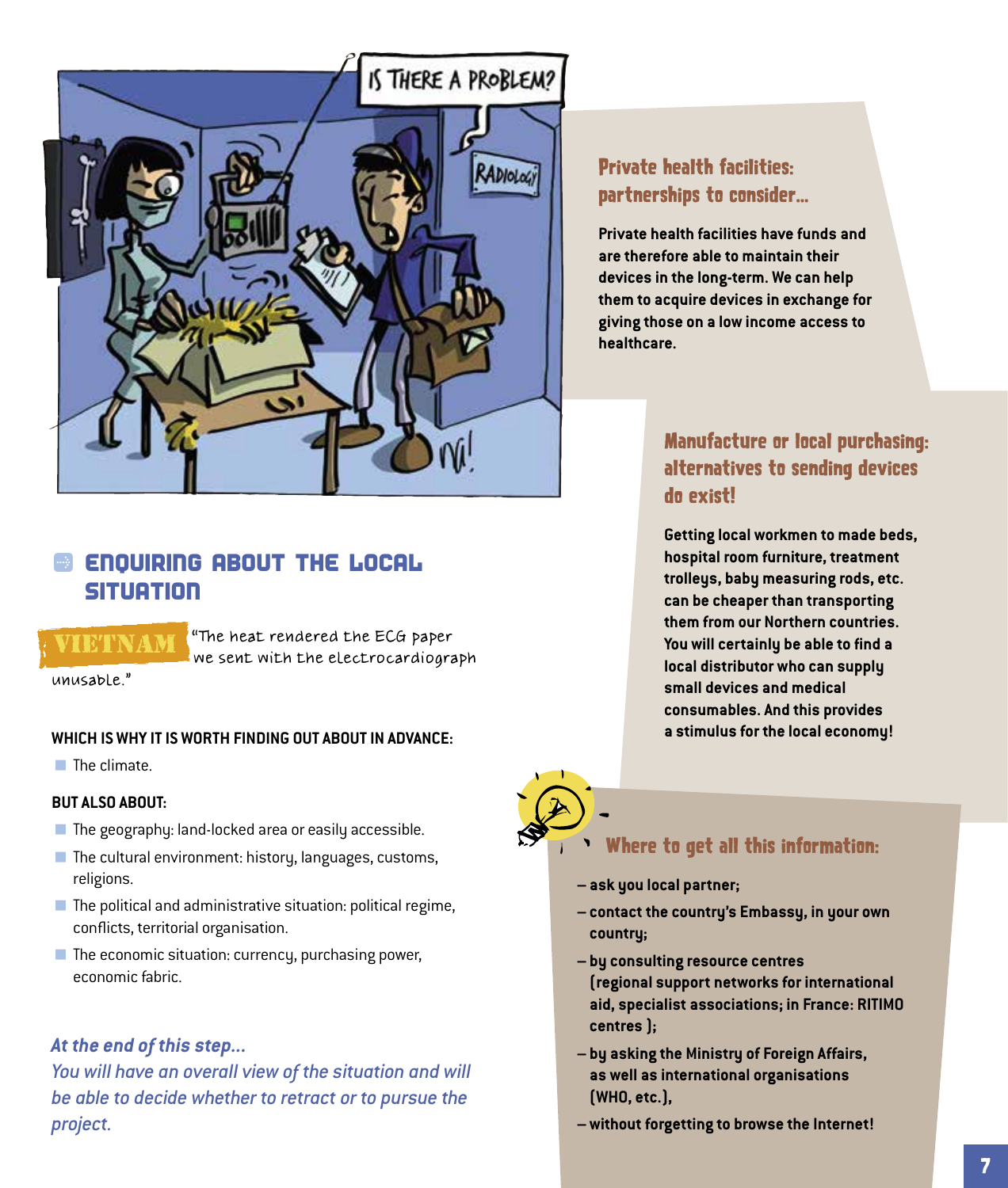## ENQUIRING ABOUT THE LOCAL SITUATION

VIETNAM "The heat rendered the ECG paper we sent with the electrocardiograph unusable."

**WHICH IS WHY IT IS WORTH FINDING OUT ABOUT IN ADVANCE:**

- The climate.

**BUT ALSO ABOUT:**

- The geography: land-locked area or easily accessible.
- The cultural environment: history, languages, customs, religions.
- The political and administrative situation: political regime, conflicts, territorial organisation.
- The economic situation: currency, purchasing power, economic fabric.

*At the end of this step...*

*You will have an overall view of the situation and will be able to decide whether to retract or to pursue the project.*

### Private health facilities: partnerships to consider...

**Private health facilities have funds and are therefore able to maintain their devices in the long-term. We can help them to acquire devices in exchange for giving those on a low income access to healthcare.**

### Manufacture or local purchasing: alternatives to sending devices do exist!

**Getting local workmen to made beds, hospital room furniture, treatment trolleys, baby measuring rods, etc. can be cheaper than transporting them from our Northern countries. You will certainly be able to find a local distributor who can supply small devices and medical consumables. And this provides a stimulus for the local economy!**

### Where to get all this information:

- **ask you local partner;**
- **contact the country's Embassy, in your own country;**
- **by consulting resource centres (regional support networks for international aid, specialist associations; in France: RITIMO centres );**
- **by asking the Ministry of Foreign Affairs, as well as international organisations (WHO, etc.),**
- **without forgetting to browse the Internet!**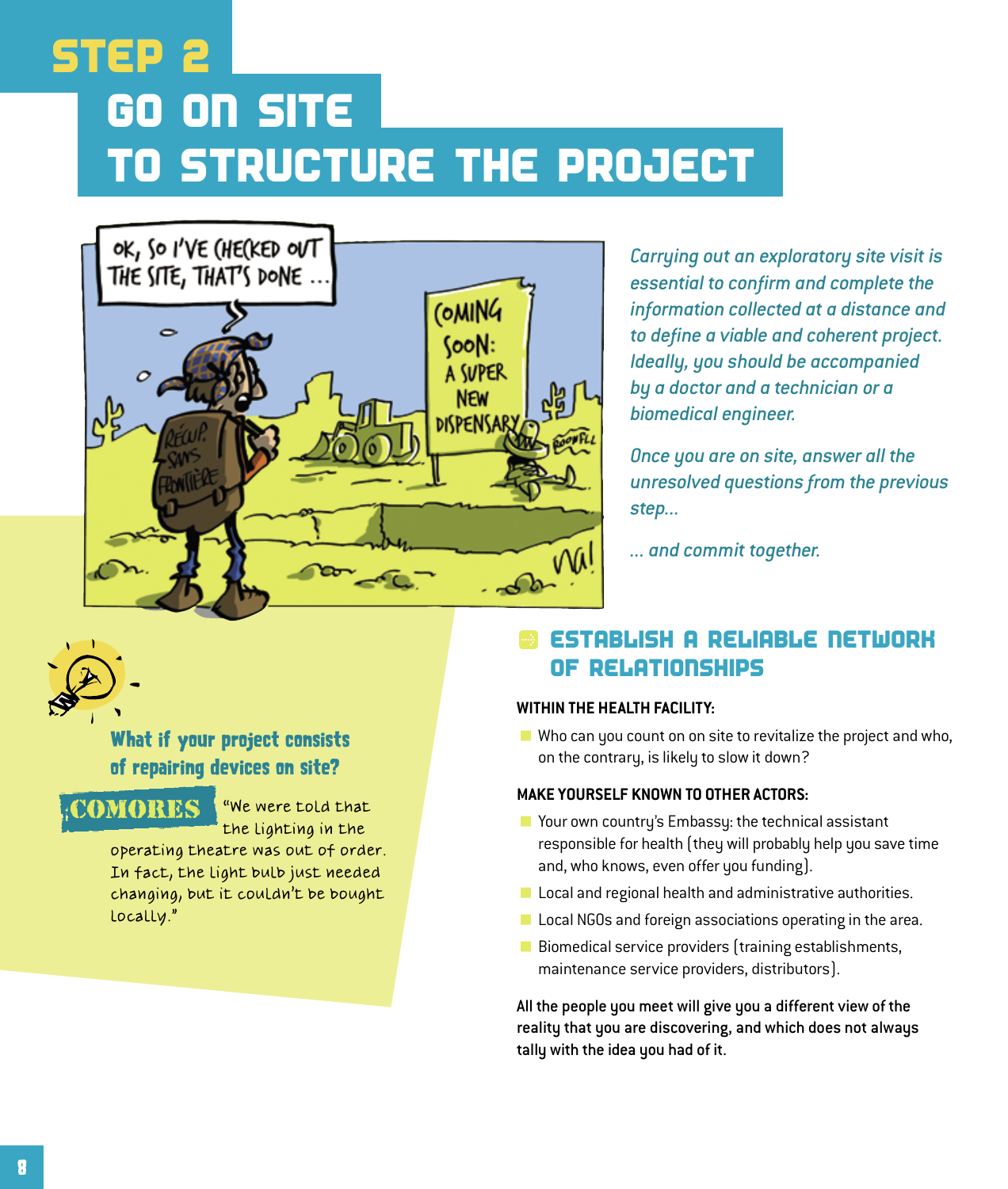# STEP 2
# GO ON SITE TO STRUCTURE THE PROJECT

*Carrying out an exploratory site visit is essential to confirm and complete the information collected at a distance and to define a viable and coherent project. Ideally, you should be accompanied by a doctor and a technician or a biomedical engineer.*

*Once you are on site, answer all the unresolved questions from the previous step...*

*... and commit together.*

### What if your project consists of repairing devices on site?

**COMORES** "We were told that the lighting in the operating theatre was out of order. In fact, the light bulb just needed changing, but it couldn't be bought locally."

## ESTABLISH A RELIABLE NETWORK OF RELATIONSHIPS

**WITHIN THE HEALTH FACILITY:**

- Who can you count on on site to revitalize the project and who, on the contrary, is likely to slow it down?

**MAKE YOURSELF KNOWN TO OTHER ACTORS:**

- Your own country's Embassy: the technical assistant responsible for health (they will probably help you save time and, who knows, even offer you funding).
- Local and regional health and administrative authorities.
- Local NGOs and foreign associations operating in the area.
- Biomedical service providers (training establishments, maintenance service providers, distributors).

All the people you meet will give you a different view of the reality that you are discovering, and which does not always tally with the idea you had of it.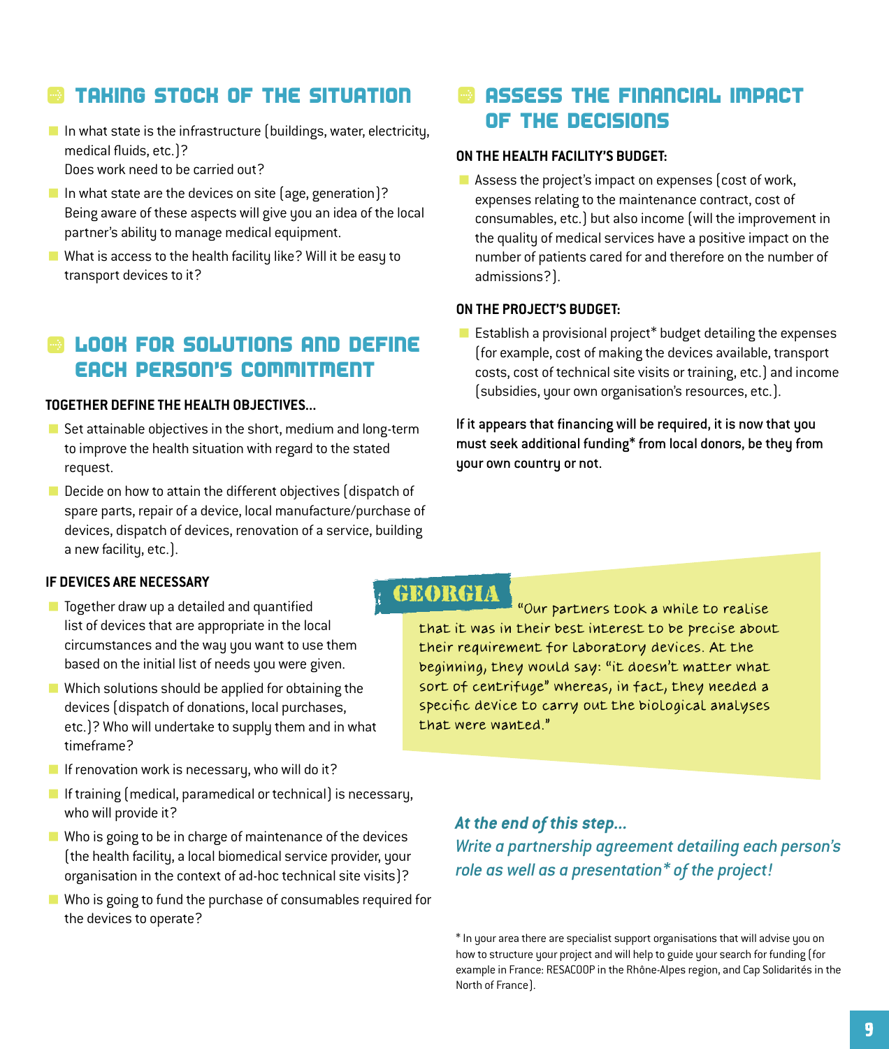## TAKING STOCK OF THE SITUATION

- In what state is the infrastructure (buildings, water, electricity, medical fluids, etc.)?
  Does work need to be carried out?
- In what state are the devices on site (age, generation)?
  Being aware of these aspects will give you an idea of the local partner's ability to manage medical equipment.
- What is access to the health facility like? Will it be easy to transport devices to it?

## LOOK FOR SOLUTIONS AND DEFINE EACH PERSON'S COMMITMENT

**TOGETHER DEFINE THE HEALTH OBJECTIVES...**

- Set attainable objectives in the short, medium and long-term to improve the health situation with regard to the stated request.
- Decide on how to attain the different objectives (dispatch of spare parts, repair of a device, local manufacture/purchase of devices, dispatch of devices, renovation of a service, building a new facility, etc.).

**IF DEVICES ARE NECESSARY**

- Together draw up a detailed and quantified list of devices that are appropriate in the local circumstances and the way you want to use them based on the initial list of needs you were given.
- Which solutions should be applied for obtaining the devices (dispatch of donations, local purchases, etc.)? Who will undertake to supply them and in what timeframe?
- If renovation work is necessary, who will do it?
- If training (medical, paramedical or technical) is necessary, who will provide it?
- Who is going to be in charge of maintenance of the devices (the health facility, a local biomedical service provider, your organisation in the context of ad-hoc technical site visits)?
- Who is going to fund the purchase of consumables required for the devices to operate?

## ASSESS THE FINANCIAL IMPACT OF THE DECISIONS

**ON THE HEALTH FACILITY'S BUDGET:**

- Assess the project's impact on expenses (cost of work, expenses relating to the maintenance contract, cost of consumables, etc.) but also income (will the improvement in the quality of medical services have a positive impact on the number of patients cared for and therefore on the number of admissions?).

**ON THE PROJECT'S BUDGET:**

- Establish a provisional project* budget detailing the expenses (for example, cost of making the devices available, transport costs, cost of technical site visits or training, etc.) and income (subsidies, your own organisation's resources, etc.).

If it appears that financing will be required, it is now that you must seek additional funding* from local donors, be they from your own country or not.

**GEORGIA**

"Our partners took a while to realise that it was in their best interest to be precise about their requirement for laboratory devices. At the beginning, they would say: "it doesn't matter what sort of centrifuge" whereas, in fact, they needed a specific device to carry out the biological analyses that were wanted."

***At the end of this step...***
***Write a partnership agreement detailing each person's role as well as a presentation* of the project!***

* In your area there are specialist support organisations that will advise you on how to structure your project and will help to guide your search for funding (for example in France: RESACOOP in the Rhône-Alpes region, and Cap Solidarités in the North of France).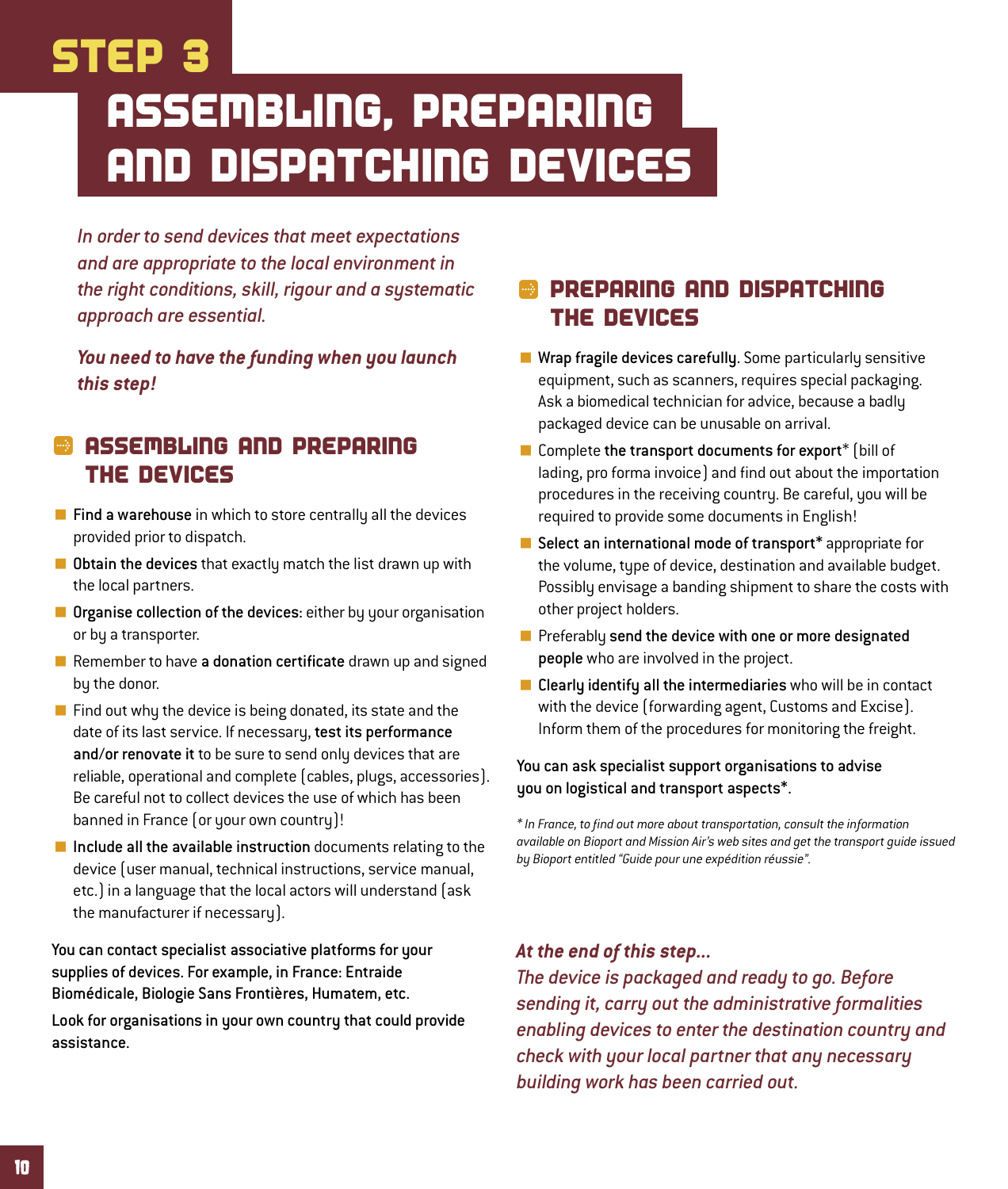# STEP 3

# ASSEMBLING, PREPARING AND DISPATCHING DEVICES

*In order to send devices that meet expectations and are appropriate to the local environment in the right conditions, skill, rigour and a systematic approach are essential.*

***You need to have the funding when you launch this step!***

## ASSEMBLING AND PREPARING THE DEVICES

- **Find a warehouse** in which to store centrally all the devices provided prior to dispatch.
- **Obtain the devices** that exactly match the list drawn up with the local partners.
- **Organise collection of the devices**: either by your organisation or by a transporter.
- Remember to have **a donation certificate** drawn up and signed by the donor.
- Find out why the device is being donated, its state and the date of its last service. If necessary, **test its performance and/or renovate it** to be sure to send only devices that are reliable, operational and complete (cables, plugs, accessories). Be careful not to collect devices the use of which has been banned in France (or your own country)!
- **Include all the available instruction** documents relating to the device (user manual, technical instructions, service manual, etc.) in a language that the local actors will understand (ask the manufacturer if necessary).

**You can contact specialist associative platforms for your supplies of devices. For example, in France: Entraide Biomédicale, Biologie Sans Frontières, Humatem, etc.**

**Look for organisations in your own country that could provide assistance.**

## PREPARING AND DISPATCHING THE DEVICES

- **Wrap fragile devices carefully**. Some particularly sensitive equipment, such as scanners, requires special packaging. Ask a biomedical technician for advice, because a badly packaged device can be unusable on arrival.
- Complete **the transport documents for export*** (bill of lading, pro forma invoice) and find out about the importation procedures in the receiving country. Be careful, you will be required to provide some documents in English!
- **Select an international mode of transport*** appropriate for the volume, type of device, destination and available budget. Possibly envisage a banding shipment to share the costs with other project holders.
- Preferably **send the device with one or more designated people** who are involved in the project.
- **Clearly identify all the intermediaries** who will be in contact with the device (forwarding agent, Customs and Excise). Inform them of the procedures for monitoring the freight.

**You can ask specialist support organisations to advise you on logistical and transport aspects*.**

*\* In France, to find out more about transportation, consult the information available on Bioport and Mission Air's web sites and get the transport guide issued by Bioport entitled "Guide pour une expédition réussie".*

***At the end of this step...***
*The device is packaged and ready to go. Before sending it, carry out the administrative formalities enabling devices to enter the destination country and check with your local partner that any necessary building work has been carried out.*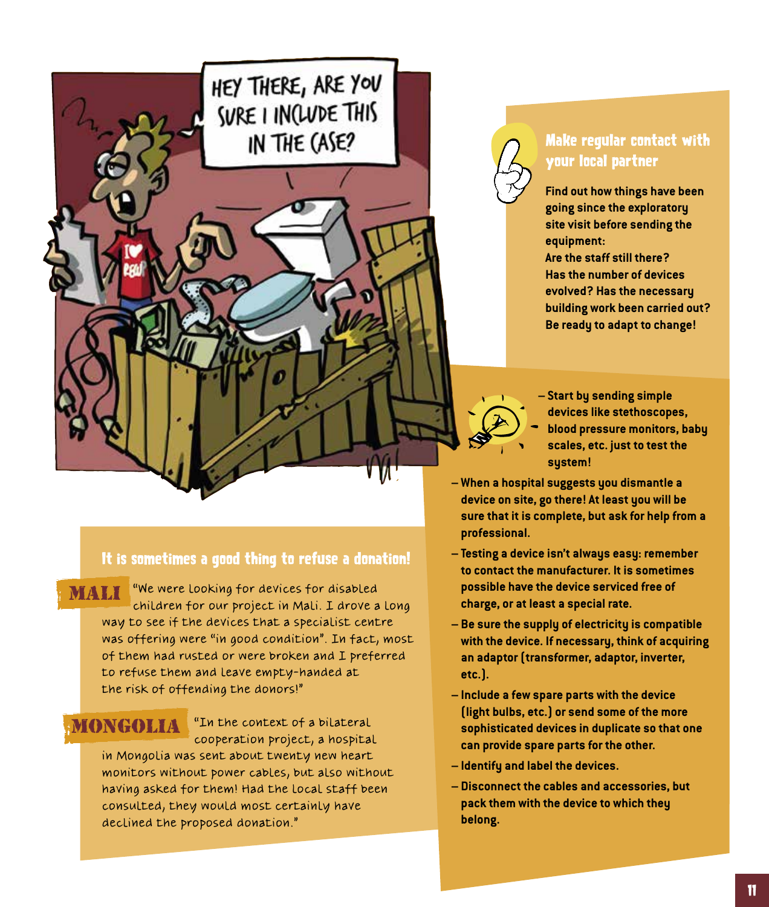## It is sometimes a good thing to refuse a donation!

**MALI** "We were looking for devices for disabled children for our project in Mali. I drove a long way to see if the devices that a specialist centre was offering were "in good condition". In fact, most of them had rusted or were broken and I preferred to refuse them and leave empty-handed at the risk of offending the donors!"

**MONGOLIA** "In the context of a bilateral cooperation project, a hospital in Mongolia was sent about twenty new heart monitors without power cables, but also without having asked for them! Had the local staff been consulted, they would most certainly have declined the proposed donation."

## Make regular contact with your local partner

**Find out how things have been going since the exploratory site visit before sending the equipment:**
**Are the staff still there?**
**Has the number of devices evolved? Has the necessary building work been carried out?**
**Be ready to adapt to change!**

- **Start by sending simple devices like stethoscopes, blood pressure monitors, baby scales, etc. just to test the system!**
- **When a hospital suggests you dismantle a device on site, go there! At least you will be sure that it is complete, but ask for help from a professional.**
- **Testing a device isn't always easy: remember to contact the manufacturer. It is sometimes possible have the device serviced free of charge, or at least a special rate.**
- **Be sure the supply of electricity is compatible with the device. If necessary, think of acquiring an adaptor (transformer, adaptor, inverter, etc.).**
- **Include a few spare parts with the device (light bulbs, etc.) or send some of the more sophisticated devices in duplicate so that one can provide spare parts for the other.**
- **Identify and label the devices.**
- **Disconnect the cables and accessories, but pack them with the device to which they belong.**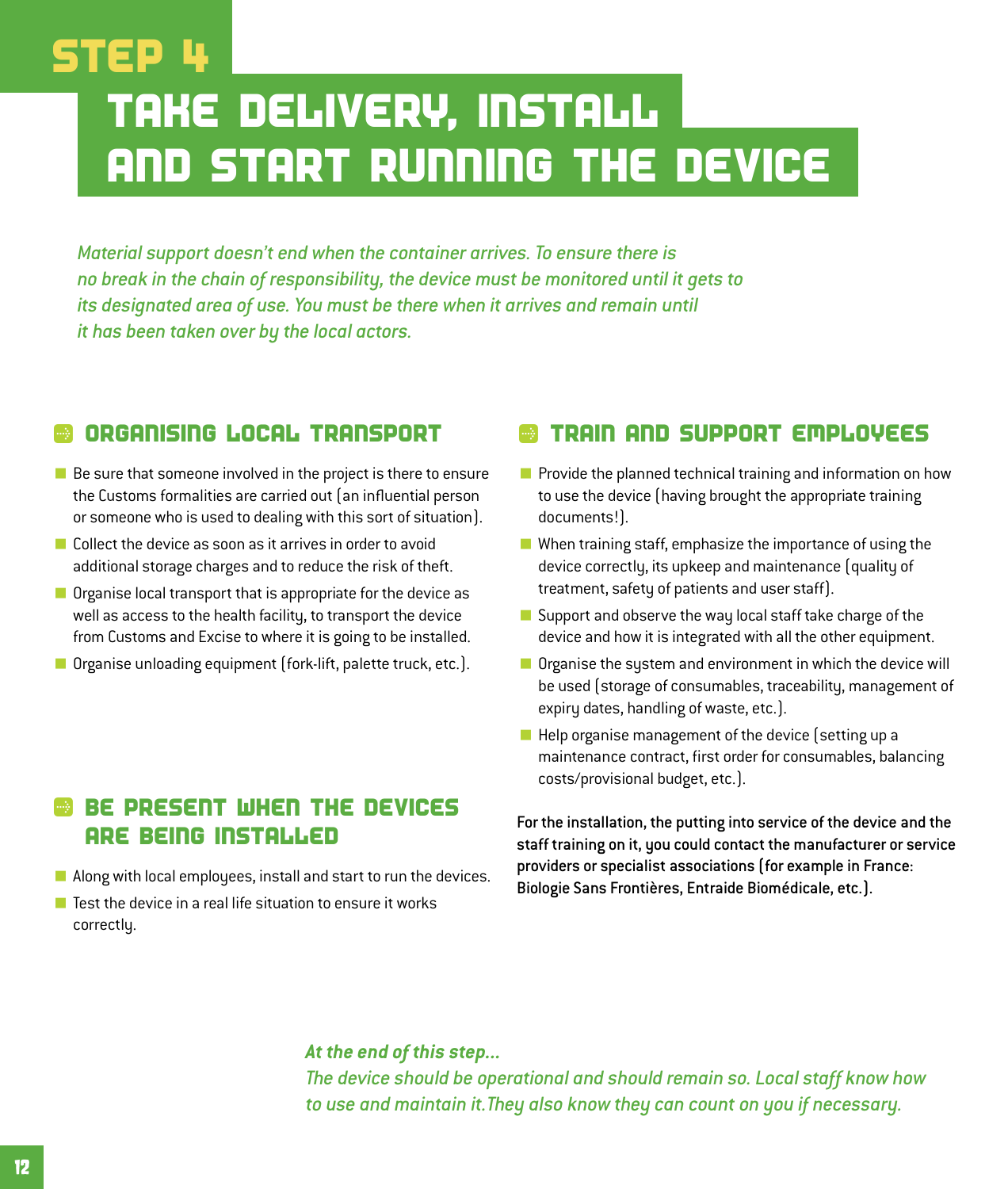# STEP 4

# TAKE DELIVERY, INSTALL AND START RUNNING THE DEVICE

*Material support doesn't end when the container arrives. To ensure there is no break in the chain of responsibility, the device must be monitored until it gets to its designated area of use. You must be there when it arrives and remain until it has been taken over by the local actors.*

## ORGANISING LOCAL TRANSPORT

- Be sure that someone involved in the project is there to ensure the Customs formalities are carried out (an influential person or someone who is used to dealing with this sort of situation).
- Collect the device as soon as it arrives in order to avoid additional storage charges and to reduce the risk of theft.
- Organise local transport that is appropriate for the device as well as access to the health facility, to transport the device from Customs and Excise to where it is going to be installed.
- Organise unloading equipment (fork-lift, palette truck, etc.).

## BE PRESENT WHEN THE DEVICES ARE BEING INSTALLED

- Along with local employees, install and start to run the devices.
- Test the device in a real life situation to ensure it works correctly.

## TRAIN AND SUPPORT EMPLOYEES

- Provide the planned technical training and information on how to use the device (having brought the appropriate training documents!).
- When training staff, emphasize the importance of using the device correctly, its upkeep and maintenance (quality of treatment, safety of patients and user staff).
- Support and observe the way local staff take charge of the device and how it is integrated with all the other equipment.
- Organise the system and environment in which the device will be used (storage of consumables, traceability, management of expiry dates, handling of waste, etc.).
- Help organise management of the device (setting up a maintenance contract, first order for consumables, balancing costs/provisional budget, etc.).

**For the installation, the putting into service of the device and the staff training on it, you could contact the manufacturer or service providers or specialist associations (for example in France: Biologie Sans Frontières, Entraide Biomédicale, etc.).**

***At the end of this step...***

*The device should be operational and should remain so. Local staff know how to use and maintain it.They also know they can count on you if necessary.*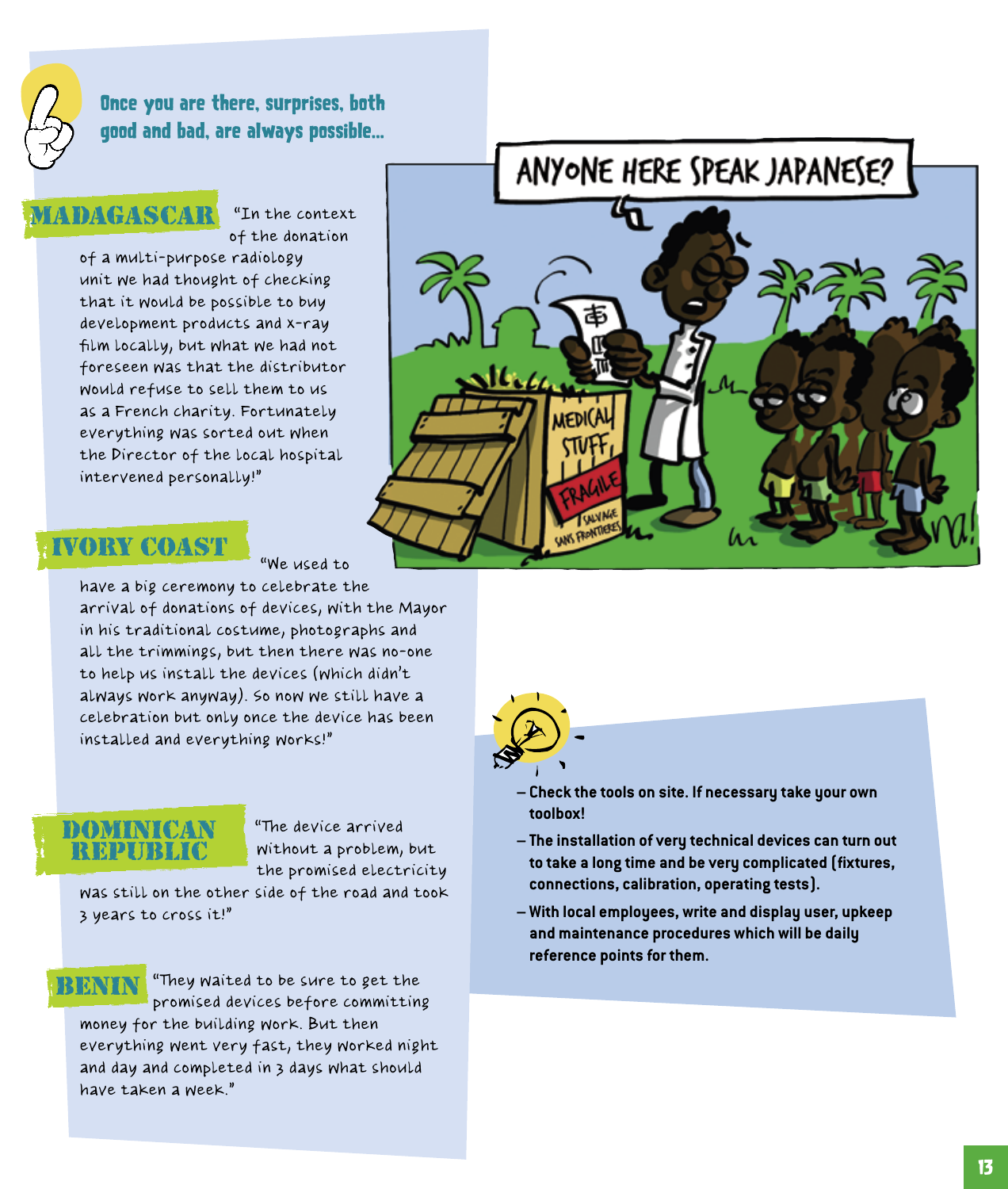Once you are there, surprises, both good and bad, are always possible...

## MADAGASCAR

"In the context of the donation of a multi-purpose radiology unit we had thought of checking that it would be possible to buy development products and x-ray film locally, but what we had not foreseen was that the distributor would refuse to sell them to us as a French charity. Fortunately everything was sorted out when the Director of the local hospital intervened personally!"

## IVORY COAST

"We used to have a big ceremony to celebrate the arrival of donations of devices, with the Mayor in his traditional costume, photographs and all the trimmings, but then there was no-one to help us install the devices (which didn't always work anyway). So now we still have a celebration but only once the device has been installed and everything works!"

## DOMINICAN REPUBLIC

"The device arrived without a problem, but the promised electricity was still on the other side of the road and took 3 years to cross it!"

## BENIN

"They waited to be sure to get the promised devices before committing money for the building work. But then everything went very fast, they worked night and day and completed in 3 days what should have taken a week."

- **Check the tools on site. If necessary take your own toolbox!**
- **The installation of very technical devices can turn out to take a long time and be very complicated (fixtures, connections, calibration, operating tests).**
- **With local employees, write and display user, upkeep and maintenance procedures which will be daily reference points for them.**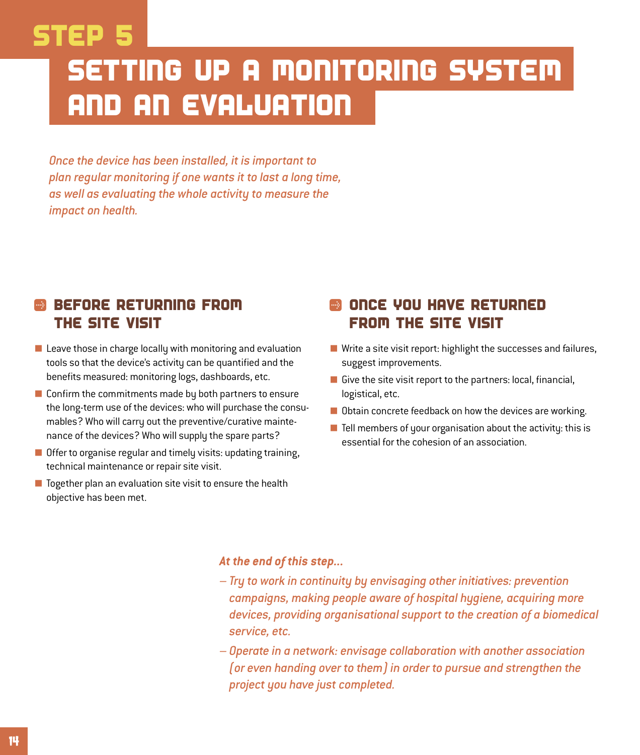# STEP 5

# SETTING UP A MONITORING SYSTEM AND AN EVALUATION

*Once the device has been installed, it is important to plan regular monitoring if one wants it to last a long time, as well as evaluating the whole activity to measure the impact on health.*

## BEFORE RETURNING FROM THE SITE VISIT

- Leave those in charge locally with monitoring and evaluation tools so that the device's activity can be quantified and the benefits measured: monitoring logs, dashboards, etc.
- Confirm the commitments made by both partners to ensure the long-term use of the devices: who will purchase the consumables? Who will carry out the preventive/curative maintenance of the devices? Who will supply the spare parts?
- Offer to organise regular and timely visits: updating training, technical maintenance or repair site visit.
- Together plan an evaluation site visit to ensure the health objective has been met.

## ONCE YOU HAVE RETURNED FROM THE SITE VISIT

- Write a site visit report: highlight the successes and failures, suggest improvements.
- Give the site visit report to the partners: local, financial, logistical, etc.
- Obtain concrete feedback on how the devices are working.
- Tell members of your organisation about the activity: this is essential for the cohesion of an association.

***At the end of this step...***

*– Try to work in continuity by envisaging other initiatives: prevention campaigns, making people aware of hospital hygiene, acquiring more devices, providing organisational support to the creation of a biomedical service, etc.*

*– Operate in a network: envisage collaboration with another association (or even handing over to them) in order to pursue and strengthen the project you have just completed.*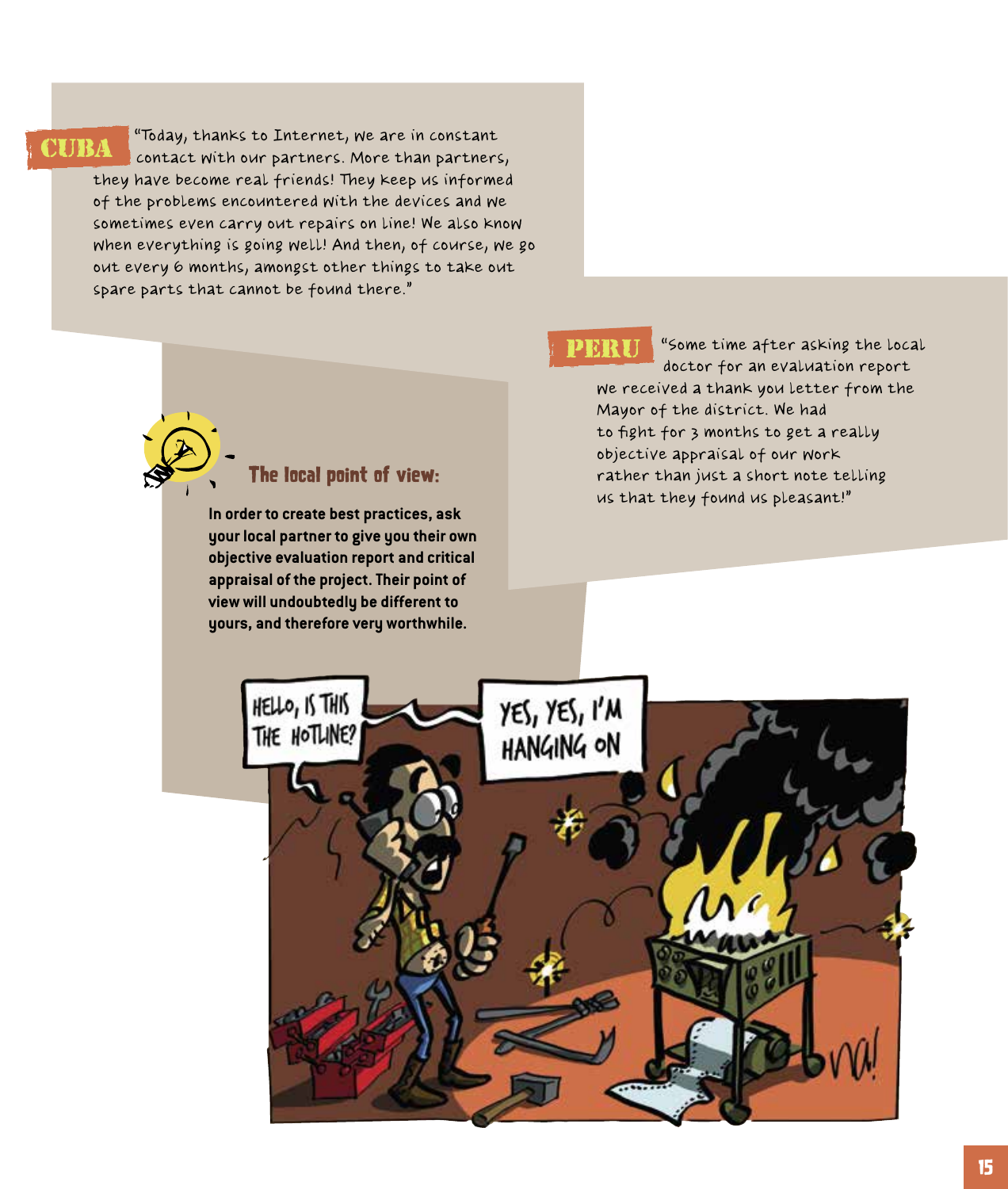**CUBA** "Today, thanks to Internet, we are in constant contact with our partners. More than partners, they have become real friends! They keep us informed of the problems encountered with the devices and we sometimes even carry out repairs on line! We also know when everything is going well! And then, of course, we go out every 6 months, amongst other things to take out spare parts that cannot be found there."

### The local point of view:

**In order to create best practices, ask your local partner to give you their own objective evaluation report and critical appraisal of the project. Their point of view will undoubtedly be different to yours, and therefore very worthwhile.**

**PERU** "Some time after asking the local doctor for an evaluation report we received a thank you letter from the Mayor of the district. We had to fight for 3 months to get a really objective appraisal of our work rather than just a short note telling us that they found us pleasant!"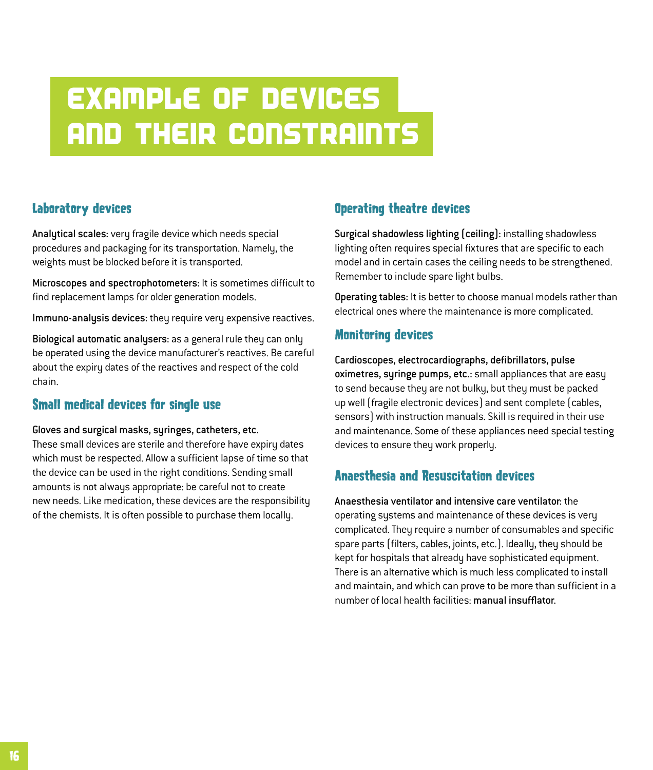# EXAMPLE OF DEVICES AND THEIR CONSTRAINTS

## Laboratory devices

**Analytical scales**: very fragile device which needs special procedures and packaging for its transportation. Namely, the weights must be blocked before it is transported.

**Microscopes and spectrophotometers**: It is sometimes difficult to find replacement lamps for older generation models.

**Immuno-analysis devices**: they require very expensive reactives.

**Biological automatic analysers**: as a general rule they can only be operated using the device manufacturer's reactives. Be careful about the expiry dates of the reactives and respect of the cold chain.

## Small medical devices for single use

**Gloves and surgical masks, syringes, catheters, etc.**
These small devices are sterile and therefore have expiry dates which must be respected. Allow a sufficient lapse of time so that the device can be used in the right conditions. Sending small amounts is not always appropriate: be careful not to create new needs. Like medication, these devices are the responsibility of the chemists. It is often possible to purchase them locally.

## Operating theatre devices

**Surgical shadowless lighting (ceiling)**: installing shadowless lighting often requires special fixtures that are specific to each model and in certain cases the ceiling needs to be strengthened. Remember to include spare light bulbs.

**Operating tables**: It is better to choose manual models rather than electrical ones where the maintenance is more complicated.

## Monitoring devices

**Cardioscopes, electrocardiographs, defibrillators, pulse oximetres, syringe pumps, etc.**: small appliances that are easy to send because they are not bulky, but they must be packed up well (fragile electronic devices) and sent complete (cables, sensors) with instruction manuals. Skill is required in their use and maintenance. Some of these appliances need special testing devices to ensure they work properly.

## Anaesthesia and Resuscitation devices

**Anaesthesia ventilator and intensive care ventilator**: the operating systems and maintenance of these devices is very complicated. They require a number of consumables and specific spare parts (filters, cables, joints, etc.). Ideally, they should be kept for hospitals that already have sophisticated equipment. There is an alternative which is much less complicated to install and maintain, and which can prove to be more than sufficient in a number of local health facilities: **manual insufflator**.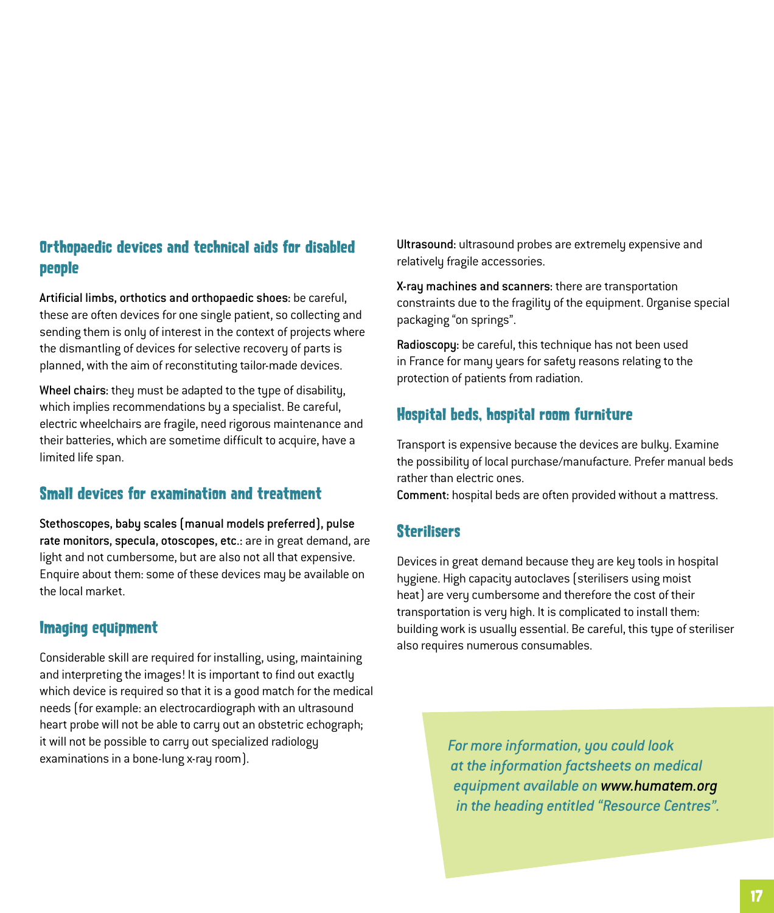## Orthopaedic devices and technical aids for disabled people

**Artificial limbs, orthotics and orthopaedic shoes:** be careful, these are often devices for one single patient, so collecting and sending them is only of interest in the context of projects where the dismantling of devices for selective recovery of parts is planned, with the aim of reconstituting tailor-made devices.

**Wheel chairs:** they must be adapted to the type of disability, which implies recommendations by a specialist. Be careful, electric wheelchairs are fragile, need rigorous maintenance and their batteries, which are sometime difficult to acquire, have a limited life span.

## Small devices for examination and treatment

**Stethoscopes, baby scales (manual models preferred), pulse rate monitors, specula, otoscopes, etc.:** are in great demand, are light and not cumbersome, but are also not all that expensive. Enquire about them: some of these devices may be available on the local market.

## Imaging equipment

Considerable skill are required for installing, using, maintaining and interpreting the images! It is important to find out exactly which device is required so that it is a good match for the medical needs (for example: an electrocardiograph with an ultrasound heart probe will not be able to carry out an obstetric echograph; it will not be possible to carry out specialized radiology examinations in a bone-lung x-ray room).

**Ultrasound:** ultrasound probes are extremely expensive and relatively fragile accessories.

**X-ray machines and scanners:** there are transportation constraints due to the fragility of the equipment. Organise special packaging "on springs".

**Radioscopy:** be careful, this technique has not been used in France for many years for safety reasons relating to the protection of patients from radiation.

## Hospital beds, hospital room furniture

Transport is expensive because the devices are bulky. Examine the possibility of local purchase/manufacture. Prefer manual beds rather than electric ones.
**Comment:** hospital beds are often provided without a mattress.

## Sterilisers

Devices in great demand because they are key tools in hospital hygiene. High capacity autoclaves (sterilisers using moist heat) are very cumbersome and therefore the cost of their transportation is very high. It is complicated to install them: building work is usually essential. Be careful, this type of steriliser also requires numerous consumables.

*For more information, you could look at the information factsheets on medical equipment available on* ***www.humatem.org*** *in the heading entitled "Resource Centres".*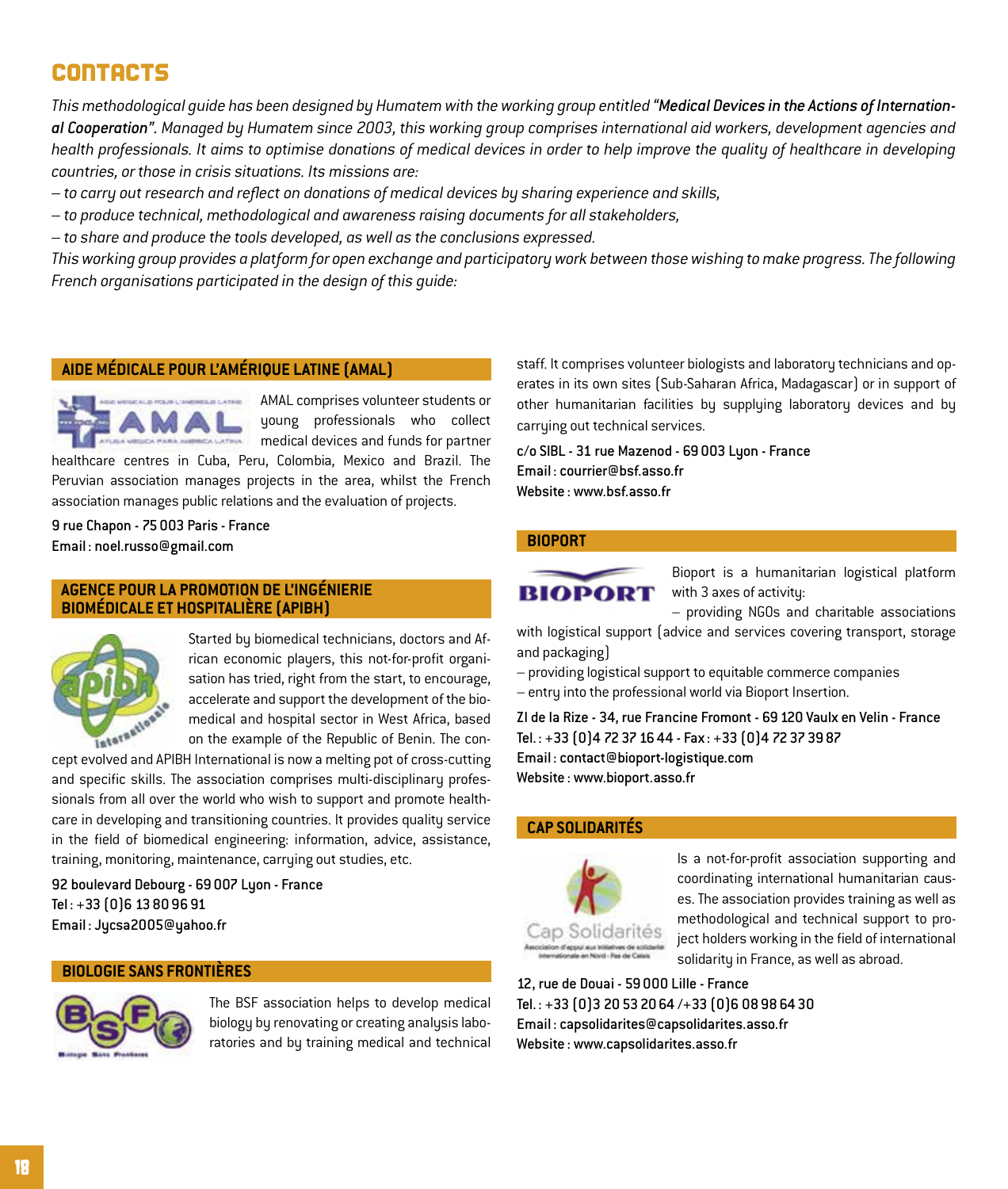# CONTACTS

*This methodological guide has been designed by Humatem with the working group entitled **"Medical Devices in the Actions of International Cooperation"**. Managed by Humatem since 2003, this working group comprises international aid workers, development agencies and health professionals. It aims to optimise donations of medical devices in order to help improve the quality of healthcare in developing countries, or those in crisis situations. Its missions are:*

*– to carry out research and reflect on donations of medical devices by sharing experience and skills,*

*– to produce technical, methodological and awareness raising documents for all stakeholders,*

*– to share and produce the tools developed, as well as the conclusions expressed.*

*This working group provides a platform for open exchange and participatory work between those wishing to make progress. The following French organisations participated in the design of this guide:*

## AIDE MÉDICALE POUR L'AMÉRIQUE LATINE (AMAL)

AMAL comprises volunteer students or young professionals who collect medical devices and funds for partner healthcare centres in Cuba, Peru, Colombia, Mexico and Brazil. The Peruvian association manages projects in the area, whilst the French association manages public relations and the evaluation of projects.

**9 rue Chapon - 75 003 Paris - France**
**Email : noel.russo@gmail.com**

## AGENCE POUR LA PROMOTION DE L'INGÉNIERIE BIOMÉDICALE ET HOSPITALIÈRE (APIBH)

Started by biomedical technicians, doctors and African economic players, this not-for-profit organisation has tried, right from the start, to encourage, accelerate and support the development of the biomedical and hospital sector in West Africa, based on the example of the Republic of Benin. The concept evolved and APIBH International is now a melting pot of cross-cutting and specific skills. The association comprises multi-disciplinary professionals from all over the world who wish to support and promote healthcare in developing and transitioning countries. It provides quality service in the field of biomedical engineering: information, advice, assistance, training, monitoring, maintenance, carrying out studies, etc.

**92 boulevard Debourg - 69 007 Lyon - France**
**Tel : +33 (0)6 13 80 96 91**
**Email : Jycsa2005@yahoo.fr**

## BIOLOGIE SANS FRONTIÈRES

The BSF association helps to develop medical biology by renovating or creating analysis laboratories and by training medical and technical staff. It comprises volunteer biologists and laboratory technicians and operates in its own sites (Sub-Saharan Africa, Madagascar) or in support of other humanitarian facilities by supplying laboratory devices and by carrying out technical services.

**c/o SIBL - 31 rue Mazenod - 69 003 Lyon - France**
**Email : courrier@bsf.asso.fr**
**Website : www.bsf.asso.fr**

## BIOPORT

Bioport is a humanitarian logistical platform with 3 axes of activity:

– providing NGOs and charitable associations with logistical support (advice and services covering transport, storage and packaging)

– providing logistical support to equitable commerce companies

– entry into the professional world via Bioport Insertion.

**ZI de la Rize - 34, rue Francine Fromont - 69 120 Vaulx en Velin - France**
**Tel. : +33 (0)4 72 37 16 44 - Fax : +33 (0)4 72 37 39 87**
**Email : contact@bioport-logistique.com**
**Website : www.bioport.asso.fr**

## CAP SOLIDARITÉS

Is a not-for-profit association supporting and coordinating international humanitarian causes. The association provides training as well as methodological and technical support to project holders working in the field of international solidarity in France, as well as abroad.

**12, rue de Douai - 59 000 Lille - France**
**Tel. : +33 (0)3 20 53 20 64 /+33 (0)6 08 98 64 30**
**Email : capsolidarites@capsolidarites.asso.fr**
**Website : www.capsolidarites.asso.fr**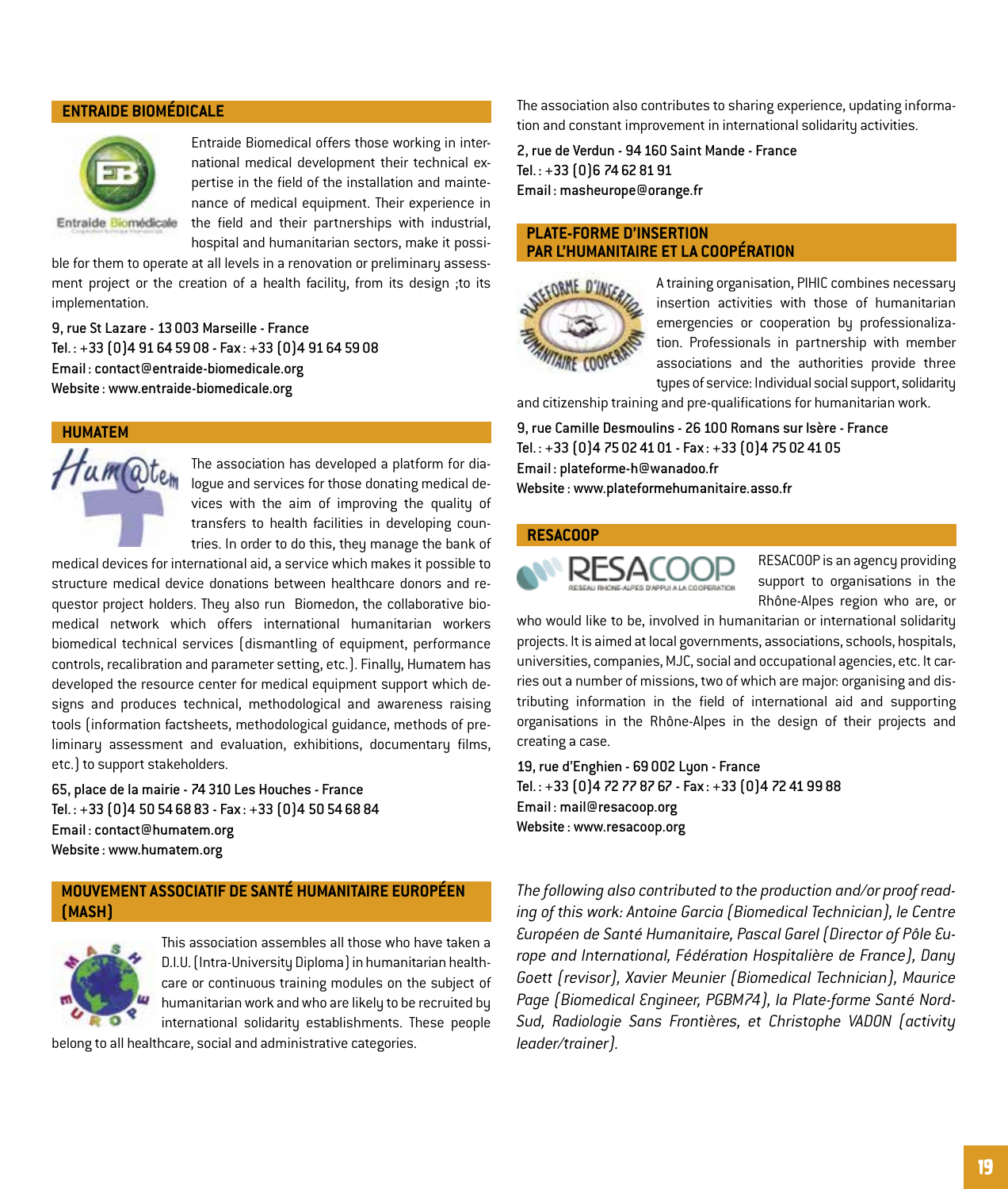## ENTRAIDE BIOMÉDICALE

Entraide Biomedical offers those working in international medical development their technical expertise in the field of the installation and maintenance of medical equipment. Their experience in the field and their partnerships with industrial, hospital and humanitarian sectors, make it possible for them to operate at all levels in a renovation or preliminary assessment project or the creation of a health facility, from its design ;to its implementation.

**9, rue St Lazare - 13 003 Marseille - France**
**Tel. : +33 (0)4 91 64 59 08 - Fax : +33 (0)4 91 64 59 08**
**Email : contact@entraide-biomedicale.org**
**Website : www.entraide-biomedicale.org**

## HUMATEM

The association has developed a platform for dialogue and services for those donating medical devices with the aim of improving the quality of transfers to health facilities in developing countries. In order to do this, they manage the bank of medical devices for international aid, a service which makes it possible to structure medical device donations between healthcare donors and requestor project holders. They also run Biomedon, the collaborative biomedical network which offers international humanitarian workers biomedical technical services (dismantling of equipment, performance controls, recalibration and parameter setting, etc.). Finally, Humatem has developed the resource center for medical equipment support which designs and produces technical, methodological and awareness raising tools (information factsheets, methodological guidance, methods of preliminary assessment and evaluation, exhibitions, documentary films, etc.) to support stakeholders.

**65, place de la mairie - 74 310 Les Houches - France**
**Tel. : +33 (0)4 50 54 68 83 - Fax : +33 (0)4 50 54 68 84**
**Email : contact@humatem.org**
**Website : www.humatem.org**

## MOUVEMENT ASSOCIATIF DE SANTÉ HUMANITAIRE EUROPÉEN (MASH)

This association assembles all those who have taken a D.I.U. (Intra-University Diploma) in humanitarian healthcare or continuous training modules on the subject of humanitarian work and who are likely to be recruited by international solidarity establishments. These people belong to all healthcare, social and administrative categories.

The association also contributes to sharing experience, updating information and constant improvement in international solidarity activities.

**2, rue de Verdun - 94 160 Saint Mande - France**
**Tel. : +33 (0)6 74 62 81 91**
**Email : masheurope@orange.fr**

## PLATE-FORME D'INSERTION PAR L'HUMANITAIRE ET LA COOPÉRATION

A training organisation, PIHIC combines necessary insertion activities with those of humanitarian emergencies or cooperation by professionalization. Professionals in partnership with member associations and the authorities provide three types of service: Individual social support, solidarity and citizenship training and pre-qualifications for humanitarian work.

**9, rue Camille Desmoulins - 26 100 Romans sur Isère - France**
**Tel. : +33 (0)4 75 02 41 01 - Fax : +33 (0)4 75 02 41 05**
**Email : plateforme-h@wanadoo.fr**
**Website : www.plateformehumanitaire.asso.fr**

## RESACOOP

RESACOOP is an agency providing support to organisations in the Rhône-Alpes region who are, or who would like to be, involved in humanitarian or international solidarity projects. It is aimed at local governments, associations, schools, hospitals, universities, companies, MJC, social and occupational agencies, etc. It carries out a number of missions, two of which are major: organising and distributing information in the field of international aid and supporting organisations in the Rhône-Alpes in the design of their projects and creating a case.

**19, rue d'Enghien - 69 002 Lyon - France**
**Tel. : +33 (0)4 72 77 87 67 - Fax : +33 (0)4 72 41 99 88**
**Email : mail@resacoop.org**
**Website : www.resacoop.org**

*The following also contributed to the production and/or proof reading of this work: Antoine Garcia (Biomedical Technician), le Centre Européen de Santé Humanitaire, Pascal Garel (Director of Pôle Europe and International, Fédération Hospitalière de France), Dany Goett (revisor), Xavier Meunier (Biomedical Technician), Maurice Page (Biomedical Engineer, PGBM74), la Plate-forme Santé Nord-Sud, Radiologie Sans Frontières, et Christophe VADON (activity leader/trainer).*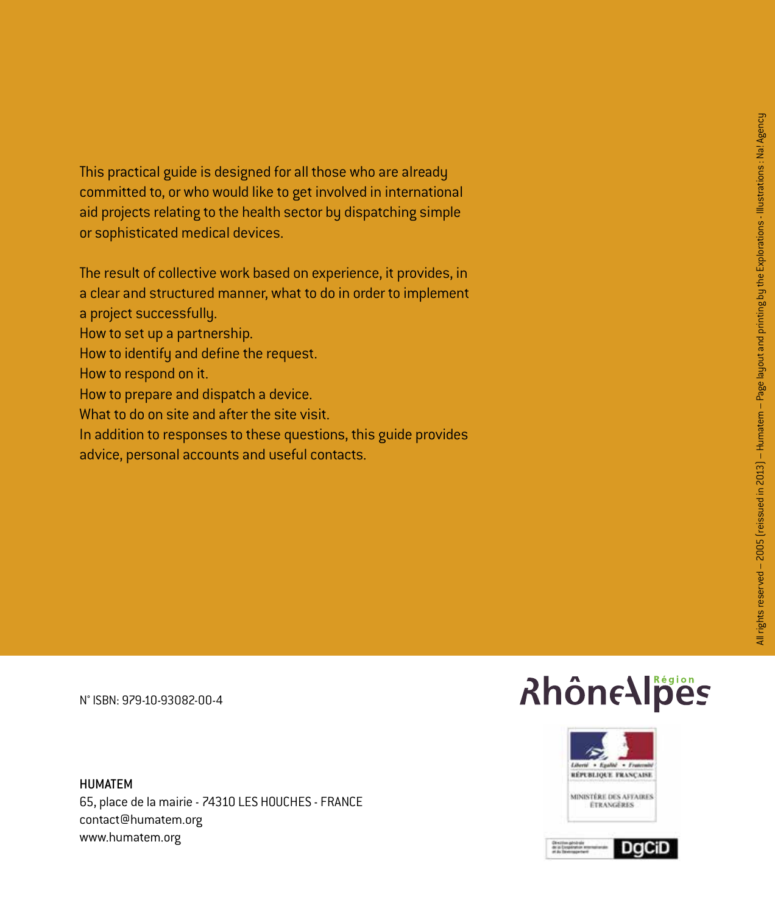This practical guide is designed for all those who are already committed to, or who would like to get involved in international aid projects relating to the health sector by dispatching simple or sophisticated medical devices.

The result of collective work based on experience, it provides, in a clear and structured manner, what to do in order to implement a project successfully.
How to set up a partnership.
How to identify and define the request.
How to respond on it.
How to prepare and dispatch a device.
What to do on site and after the site visit.
In addition to responses to these questions, this guide provides advice, personal accounts and useful contacts.

All rights reserved – 2005 (reissued in 2013) – Humatem – Page layout and printing by the Explorations - Illustrations : Na! Agency

N° ISBN: 979-10-93082-00-4

HUMATEM
65, place de la mairie - 74310 LES HOUCHES - FRANCE
contact@humatem.org
www.humatem.org

RhôneAlpes Région

Liberté • Égalité • Fraternité
RÉPUBLIQUE FRANÇAISE
MINISTÈRE DES AFFAIRES ÉTRANGÈRES

DgCiD